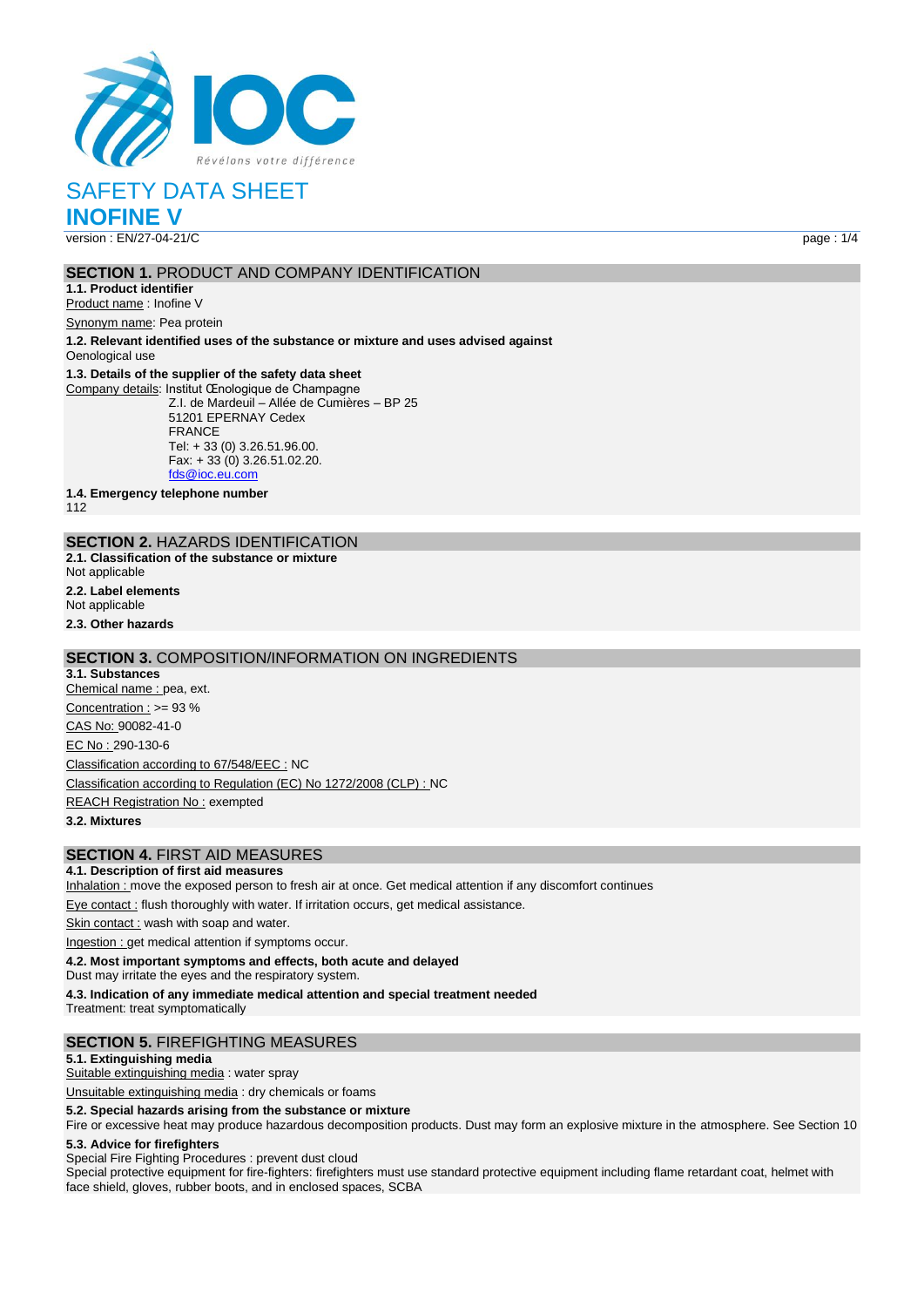# SAFETY DATA SHEET

# INOFINE V

version : EN/27-04-21/C

## SECTION 1. PRODUCT AND COMPANY IDENTIFICATION

**1.1. Product identifier**

Product name : Inofine V

Synonym name: Pea protein

**1.2. Relevant identified uses of the substance or mixture and uses advised against**

Oenological use

**1.3. Details of the supplier of the safety data sheet**

Company details: Institut Œnologique de Champagne
Z.I. de Mardeuil – Allée de Cumières – BP 25
51201 EPERNAY Cedex
FRANCE
Tel: + 33 (0) 3.26.51.96.00.
Fax: + 33 (0) 3.26.51.02.20.
fds@ioc.eu.com

**1.4. Emergency telephone number**

112

## SECTION 2. HAZARDS IDENTIFICATION

**2.1. Classification of the substance or mixture**

Not applicable

**2.2. Label elements**

Not applicable

**2.3. Other hazards**

## SECTION 3. COMPOSITION/INFORMATION ON INGREDIENTS

**3.1. Substances**

Chemical name : pea, ext.

Concentration : >= 93 %

CAS No: 90082-41-0

EC No : 290-130-6

Classification according to 67/548/EEC : NC

Classification according to Regulation (EC) No 1272/2008 (CLP) : NC

REACH Registration No : exempted

**3.2. Mixtures**

## SECTION 4. FIRST AID MEASURES

**4.1. Description of first aid measures**

Inhalation : move the exposed person to fresh air at once. Get medical attention if any discomfort continues

Eye contact : flush thoroughly with water. If irritation occurs, get medical assistance.

Skin contact : wash with soap and water.

Ingestion : get medical attention if symptoms occur.

**4.2. Most important symptoms and effects, both acute and delayed**

Dust may irritate the eyes and the respiratory system.

**4.3. Indication of any immediate medical attention and special treatment needed**

Treatment: treat symptomatically

## SECTION 5. FIREFIGHTING MEASURES

**5.1. Extinguishing media**

Suitable extinguishing media : water spray

Unsuitable extinguishing media : dry chemicals or foams

**5.2. Special hazards arising from the substance or mixture**

Fire or excessive heat may produce hazardous decomposition products. Dust may form an explosive mixture in the atmosphere. See Section 10

**5.3. Advice for firefighters**

Special Fire Fighting Procedures : prevent dust cloud

Special protective equipment for fire-fighters: firefighters must use standard protective equipment including flame retardant coat, helmet with face shield, gloves, rubber boots, and in enclosed spaces, SCBA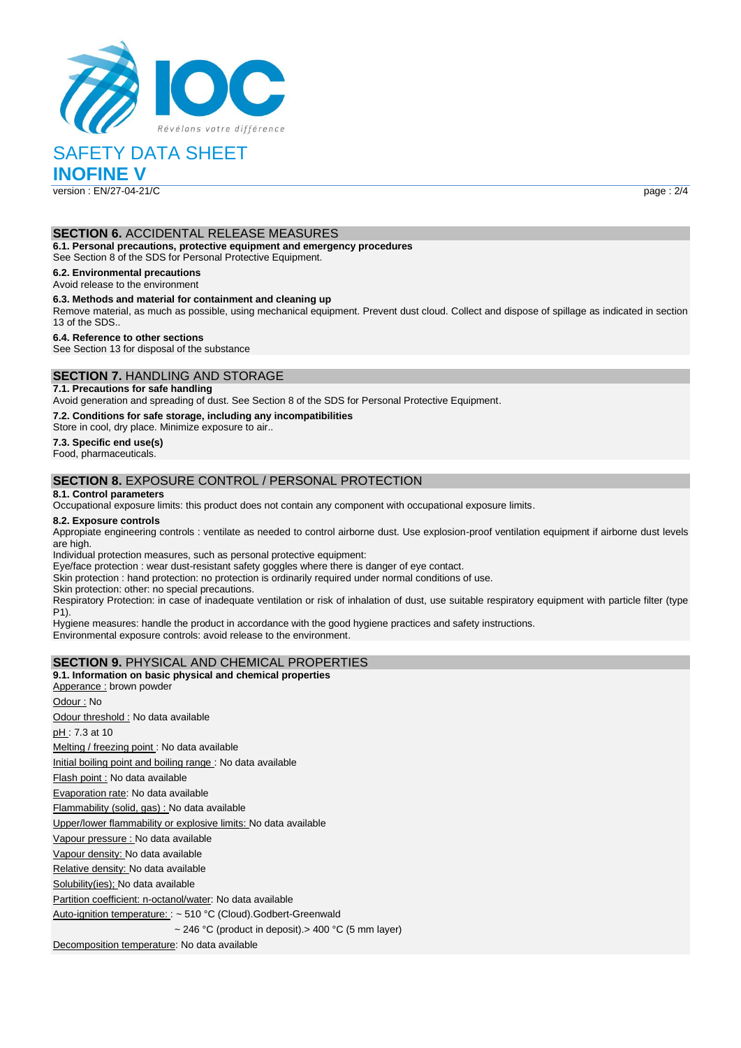## SECTION 6. ACCIDENTAL RELEASE MEASURES

**6.1. Personal precautions, protective equipment and emergency procedures**

See Section 8 of the SDS for Personal Protective Equipment.

**6.2. Environmental precautions**

Avoid release to the environment

**6.3. Methods and material for containment and cleaning up**

Remove material, as much as possible, using mechanical equipment. Prevent dust cloud. Collect and dispose of spillage as indicated in section 13 of the SDS..

**6.4. Reference to other sections**

See Section 13 for disposal of the substance

## SECTION 7. HANDLING AND STORAGE

**7.1. Precautions for safe handling**

Avoid generation and spreading of dust. See Section 8 of the SDS for Personal Protective Equipment.

**7.2. Conditions for safe storage, including any incompatibilities**

Store in cool, dry place. Minimize exposure to air..

**7.3. Specific end use(s)**

Food, pharmaceuticals.

## SECTION 8. EXPOSURE CONTROL / PERSONAL PROTECTION

**8.1. Control parameters**

Occupational exposure limits: this product does not contain any component with occupational exposure limits.

**8.2. Exposure controls**

Appropiate engineering controls : ventilate as needed to control airborne dust. Use explosion-proof ventilation equipment if airborne dust levels are high.

Individual protection measures, such as personal protective equipment:

Eye/face protection : wear dust-resistant safety goggles where there is danger of eye contact.

Skin protection : hand protection: no protection is ordinarily required under normal conditions of use.

Skin protection: other: no special precautions.

Respiratory Protection: in case of inadequate ventilation or risk of inhalation of dust, use suitable respiratory equipment with particle filter (type P1).

Hygiene measures: handle the product in accordance with the good hygiene practices and safety instructions.

Environmental exposure controls: avoid release to the environment.

## SECTION 9. PHYSICAL AND CHEMICAL PROPERTIES

**9.1. Information on basic physical and chemical properties**

Apperance : brown powder

Odour : No

Odour threshold : No data available

pH : 7.3 at 10

Melting / freezing point : No data available

Initial boiling point and boiling range : No data available

Flash point : No data available

Evaporation rate: No data available

Flammability (solid, gas) : No data available

Upper/lower flammability or explosive limits: No data available

Vapour pressure : No data available

Vapour density: No data available

Relative density: No data available

Solubility(ies); No data available

Partition coefficient: n-octanol/water: No data available

Auto-ignition temperature: : ~ 510 °C (Cloud).Godbert-Greenwald

~ 246 °C (product in deposit).> 400 °C (5 mm layer)

Decomposition temperature: No data available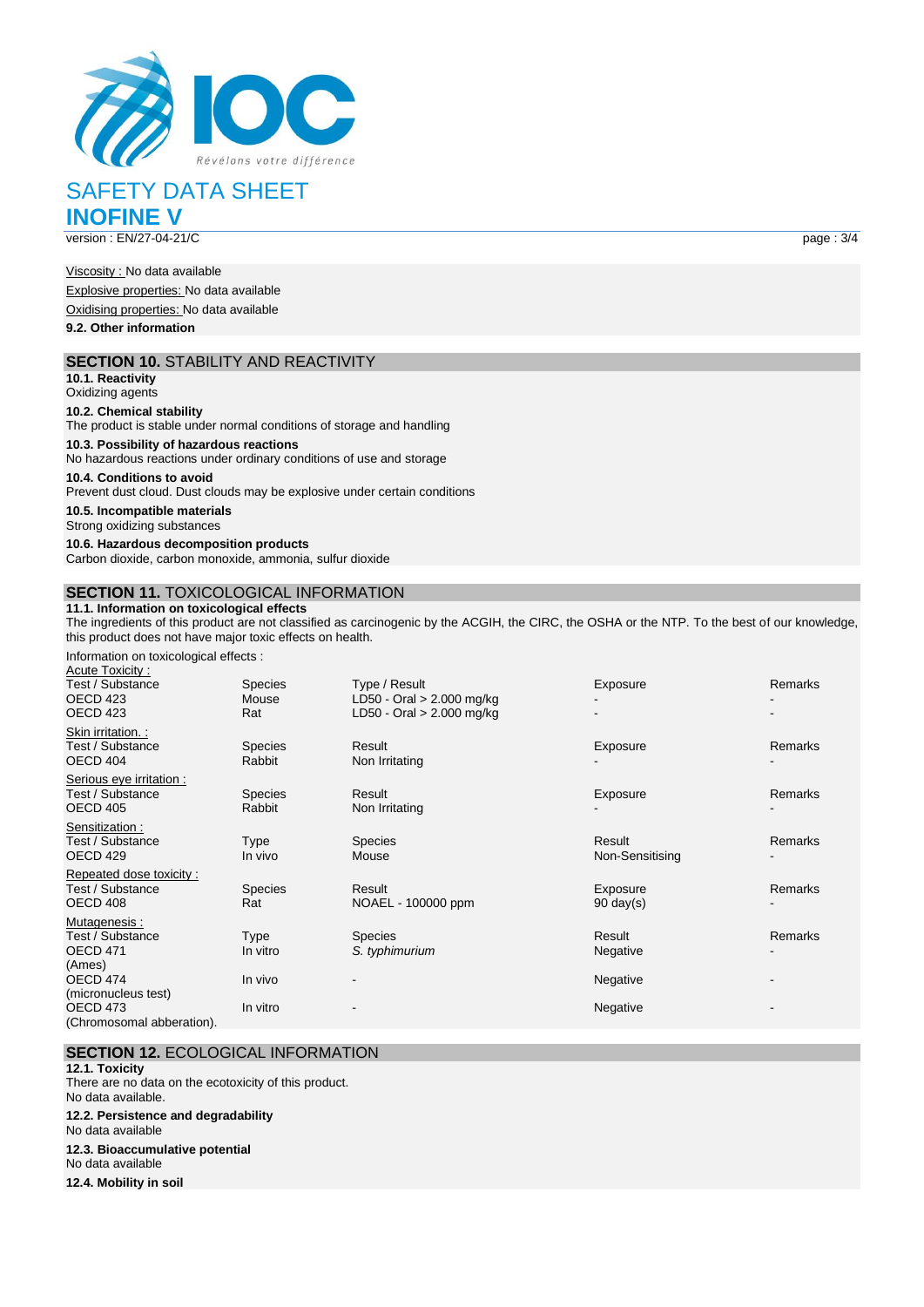Viscosity : No data available

Explosive properties: No data available

Oxidising properties: No data available

**9.2. Other information**

## SECTION 10. STABILITY AND REACTIVITY

**10.1. Reactivity**

Oxidizing agents

**10.2. Chemical stability**

The product is stable under normal conditions of storage and handling

**10.3. Possibility of hazardous reactions**

No hazardous reactions under ordinary conditions of use and storage

**10.4. Conditions to avoid**

Prevent dust cloud. Dust clouds may be explosive under certain conditions

**10.5. Incompatible materials**

Strong oxidizing substances

**10.6. Hazardous decomposition products**

Carbon dioxide, carbon monoxide, ammonia, sulfur dioxide

## SECTION 11. TOXICOLOGICAL INFORMATION

**11.1. Information on toxicological effects**

The ingredients of this product are not classified as carcinogenic by the ACGIH, the CIRC, the OSHA or the NTP. To the best of our knowledge, this product does not have major toxic effects on health.

Information on toxicological effects :

Acute Toxicity :

| Test / Substance | Species | Type / Result | Exposure | Remarks |
|---|---|---|---|---|
| OECD 423 | Mouse | LD50 - Oral > 2.000 mg/kg | - | - |
| OECD 423 | Rat | LD50 - Oral > 2.000 mg/kg | - | - |

Skin irritation. :

| Test / Substance | Species | Result | Exposure | Remarks |
|---|---|---|---|---|
| OECD 404 | Rabbit | Non Irritating | - | - |

Serious eye irritation :

| Test / Substance | Species | Result | Exposure | Remarks |
|---|---|---|---|---|
| OECD 405 | Rabbit | Non Irritating | - | - |

Sensitization :

| Test / Substance | Type | Species | Result | Remarks |
|---|---|---|---|---|
| OECD 429 | In vivo | Mouse | Non-Sensitising | - |

Repeated dose toxicity :

| Test / Substance | Species | Result | Exposure | Remarks |
|---|---|---|---|---|
| OECD 408 | Rat | NOAEL - 100000 ppm | 90 day(s) | - |

Mutagenesis :

| Test / Substance | Type | Species | Result | Remarks |
|---|---|---|---|---|
| OECD 471 (Ames) | In vitro | *S. typhimurium* | Negative | - |
| OECD 474 (micronucleus test) | In vivo | - | Negative | - |
| OECD 473 (Chromosomal abberation). | In vitro | - | Negative | - |

## SECTION 12. ECOLOGICAL INFORMATION

**12.1. Toxicity**

There are no data on the ecotoxicity of this product.
No data available.

**12.2. Persistence and degradability**

No data available

**12.3. Bioaccumulative potential**

No data available

**12.4. Mobility in soil**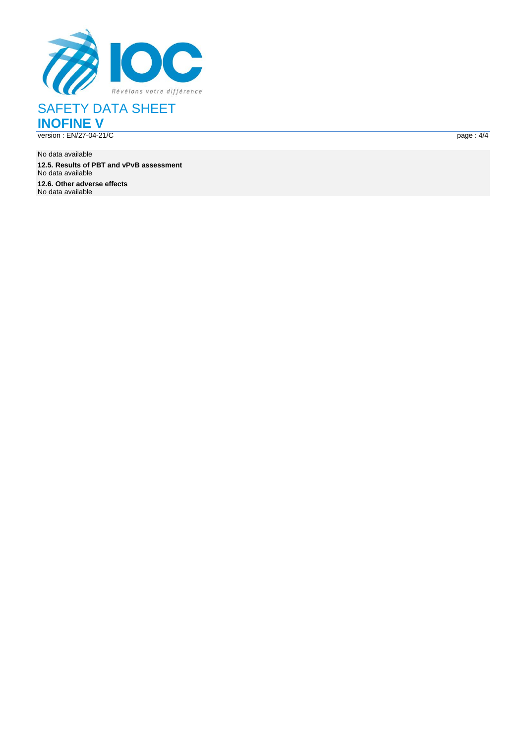No data available

**12.5. Results of PBT and vPvB assessment**

No data available

**12.6. Other adverse effects**

No data available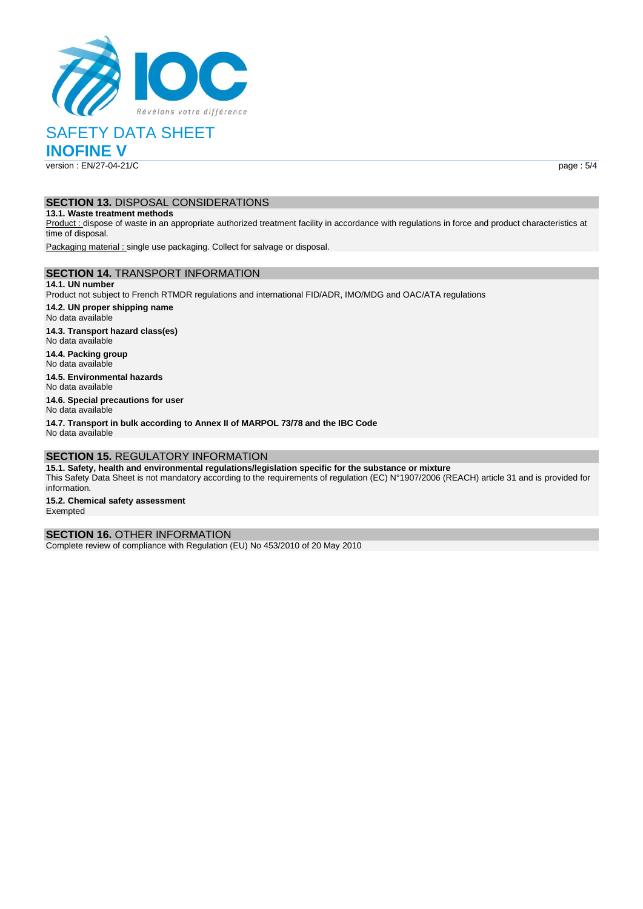## SECTION 13. DISPOSAL CONSIDERATIONS

### 13.1. Waste treatment methods

Product : dispose of waste in an appropriate authorized treatment facility in accordance with regulations in force and product characteristics at time of disposal.

Packaging material : single use packaging. Collect for salvage or disposal.

## SECTION 14. TRANSPORT INFORMATION

### 14.1. UN number

Product not subject to French RTMDR regulations and international FID/ADR, IMO/MDG and OAC/ATA regulations

### 14.2. UN proper shipping name

No data available

### 14.3. Transport hazard class(es)

No data available

### 14.4. Packing group

No data available

### 14.5. Environmental hazards

No data available

### 14.6. Special precautions for user

No data available

### 14.7. Transport in bulk according to Annex II of MARPOL 73/78 and the IBC Code

No data available

## SECTION 15. REGULATORY INFORMATION

### 15.1. Safety, health and environmental regulations/legislation specific for the substance or mixture

This Safety Data Sheet is not mandatory according to the requirements of regulation (EC) N°1907/2006 (REACH) article 31 and is provided for information.

### 15.2. Chemical safety assessment

Exempted

## SECTION 16. OTHER INFORMATION

Complete review of compliance with Regulation (EU) No 453/2010 of 20 May 2010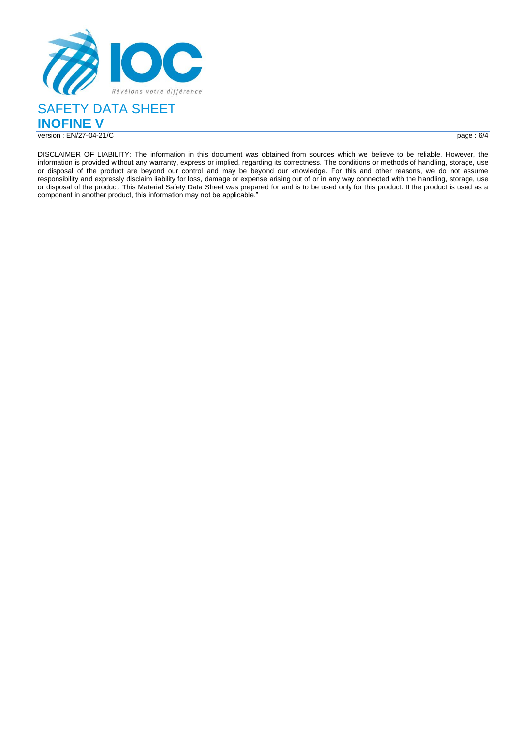DISCLAIMER OF LIABILITY: The information in this document was obtained from sources which we believe to be reliable. However, the information is provided without any warranty, express or implied, regarding its correctness. The conditions or methods of handling, storage, use or disposal of the product are beyond our control and may be beyond our knowledge. For this and other reasons, we do not assume responsibility and expressly disclaim liability for loss, damage or expense arising out of or in any way connected with the handling, storage, use or disposal of the product. This Material Safety Data Sheet was prepared for and is to be used only for this product. If the product is used as a component in another product, this information may not be applicable."